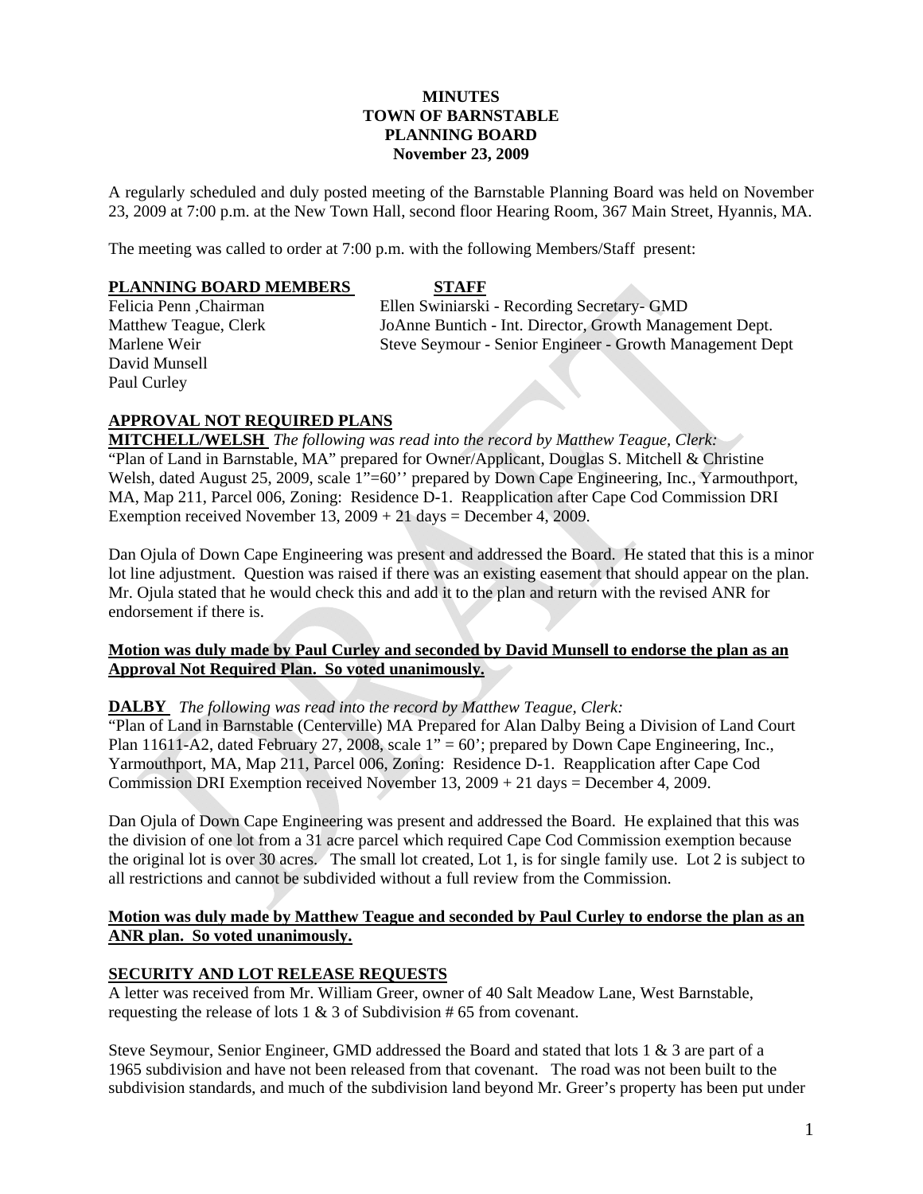**MINUTES**
**TOWN OF BARNSTABLE**
**PLANNING BOARD**
**November 23, 2009**

A regularly scheduled and duly posted meeting of the Barnstable Planning Board was held on November 23, 2009 at 7:00 p.m. at the New Town Hall, second floor Hearing Room, 367 Main Street, Hyannis, MA.

The meeting was called to order at 7:00 p.m. with the following Members/Staff present:

| PLANNING BOARD MEMBERS | STAFF |
|---|---|
| Felicia Penn ,Chairman | Ellen Swiniarski - Recording Secretary- GMD |
| Matthew Teague, Clerk | JoAnne Buntich - Int. Director, Growth Management Dept. |
| Marlene Weir | Steve Seymour - Senior Engineer - Growth Management Dept |
| David Munsell | |
| Paul Curley | |

## APPROVAL NOT REQUIRED PLANS

**MITCHELL/WELSH** *The following was read into the record by Matthew Teague, Clerk:*
"Plan of Land in Barnstable, MA" prepared for Owner/Applicant, Douglas S. Mitchell & Christine Welsh, dated August 25, 2009, scale 1"=60'' prepared by Down Cape Engineering, Inc., Yarmouthport, MA, Map 211, Parcel 006, Zoning: Residence D-1. Reapplication after Cape Cod Commission DRI Exemption received November 13, 2009 + 21 days = December 4, 2009.

Dan Ojula of Down Cape Engineering was present and addressed the Board. He stated that this is a minor lot line adjustment. Question was raised if there was an existing easement that should appear on the plan. Mr. Ojula stated that he would check this and add it to the plan and return with the revised ANR for endorsement if there is.

**Motion was duly made by Paul Curley and seconded by David Munsell to endorse the plan as an Approval Not Required Plan. So voted unanimously.**

**DALBY** *The following was read into the record by Matthew Teague, Clerk:*
"Plan of Land in Barnstable (Centerville) MA Prepared for Alan Dalby Being a Division of Land Court Plan 11611-A2, dated February 27, 2008, scale 1" = 60'; prepared by Down Cape Engineering, Inc., Yarmouthport, MA, Map 211, Parcel 006, Zoning: Residence D-1. Reapplication after Cape Cod Commission DRI Exemption received November 13, 2009 + 21 days = December 4, 2009.

Dan Ojula of Down Cape Engineering was present and addressed the Board. He explained that this was the division of one lot from a 31 acre parcel which required Cape Cod Commission exemption because the original lot is over 30 acres. The small lot created, Lot 1, is for single family use. Lot 2 is subject to all restrictions and cannot be subdivided without a full review from the Commission.

**Motion was duly made by Matthew Teague and seconded by Paul Curley to endorse the plan as an ANR plan. So voted unanimously.**

## SECURITY AND LOT RELEASE REQUESTS

A letter was received from Mr. William Greer, owner of 40 Salt Meadow Lane, West Barnstable, requesting the release of lots 1 & 3 of Subdivision # 65 from covenant.

Steve Seymour, Senior Engineer, GMD addressed the Board and stated that lots 1 & 3 are part of a 1965 subdivision and have not been released from that covenant. The road was not been built to the subdivision standards, and much of the subdivision land beyond Mr. Greer's property has been put under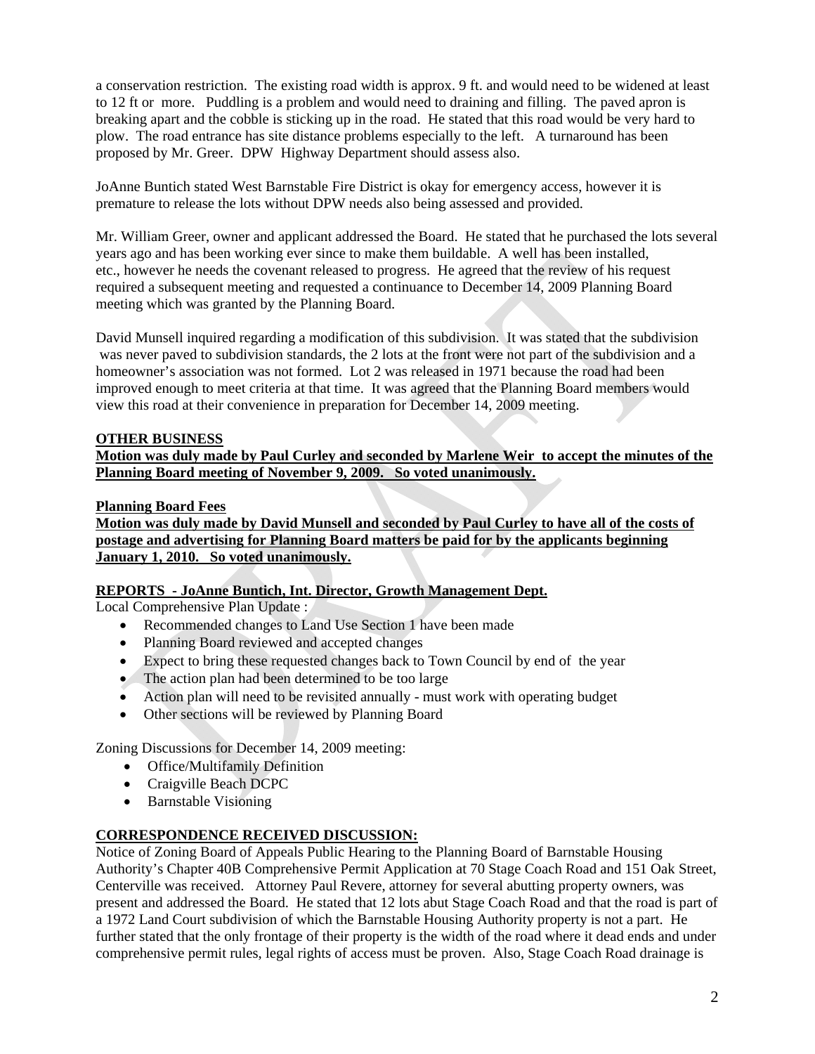a conservation restriction. The existing road width is approx. 9 ft. and would need to be widened at least to 12 ft or more. Puddling is a problem and would need to draining and filling. The paved apron is breaking apart and the cobble is sticking up in the road. He stated that this road would be very hard to plow. The road entrance has site distance problems especially to the left. A turnaround has been proposed by Mr. Greer. DPW Highway Department should assess also.

JoAnne Buntich stated West Barnstable Fire District is okay for emergency access, however it is premature to release the lots without DPW needs also being assessed and provided.

Mr. William Greer, owner and applicant addressed the Board. He stated that he purchased the lots several years ago and has been working ever since to make them buildable. A well has been installed, etc., however he needs the covenant released to progress. He agreed that the review of his request required a subsequent meeting and requested a continuance to December 14, 2009 Planning Board meeting which was granted by the Planning Board.

David Munsell inquired regarding a modification of this subdivision. It was stated that the subdivision was never paved to subdivision standards, the 2 lots at the front were not part of the subdivision and a homeowner's association was not formed. Lot 2 was released in 1971 because the road had been improved enough to meet criteria at that time. It was agreed that the Planning Board members would view this road at their convenience in preparation for December 14, 2009 meeting.

**OTHER BUSINESS**

**Motion was duly made by Paul Curley and seconded by Marlene Weir to accept the minutes of the Planning Board meeting of November 9, 2009. So voted unanimously.**

**Planning Board Fees**

**Motion was duly made by David Munsell and seconded by Paul Curley to have all of the costs of postage and advertising for Planning Board matters be paid for by the applicants beginning January 1, 2010. So voted unanimously.**

**REPORTS - JoAnne Buntich, Int. Director, Growth Management Dept.**

Local Comprehensive Plan Update :

- Recommended changes to Land Use Section 1 have been made
- Planning Board reviewed and accepted changes
- Expect to bring these requested changes back to Town Council by end of the year
- The action plan had been determined to be too large
- Action plan will need to be revisited annually - must work with operating budget
- Other sections will be reviewed by Planning Board

Zoning Discussions for December 14, 2009 meeting:

- Office/Multifamily Definition
- Craigville Beach DCPC
- Barnstable Visioning

**CORRESPONDENCE RECEIVED DISCUSSION:**

Notice of Zoning Board of Appeals Public Hearing to the Planning Board of Barnstable Housing Authority's Chapter 40B Comprehensive Permit Application at 70 Stage Coach Road and 151 Oak Street, Centerville was received. Attorney Paul Revere, attorney for several abutting property owners, was present and addressed the Board. He stated that 12 lots abut Stage Coach Road and that the road is part of a 1972 Land Court subdivision of which the Barnstable Housing Authority property is not a part. He further stated that the only frontage of their property is the width of the road where it dead ends and under comprehensive permit rules, legal rights of access must be proven. Also, Stage Coach Road drainage is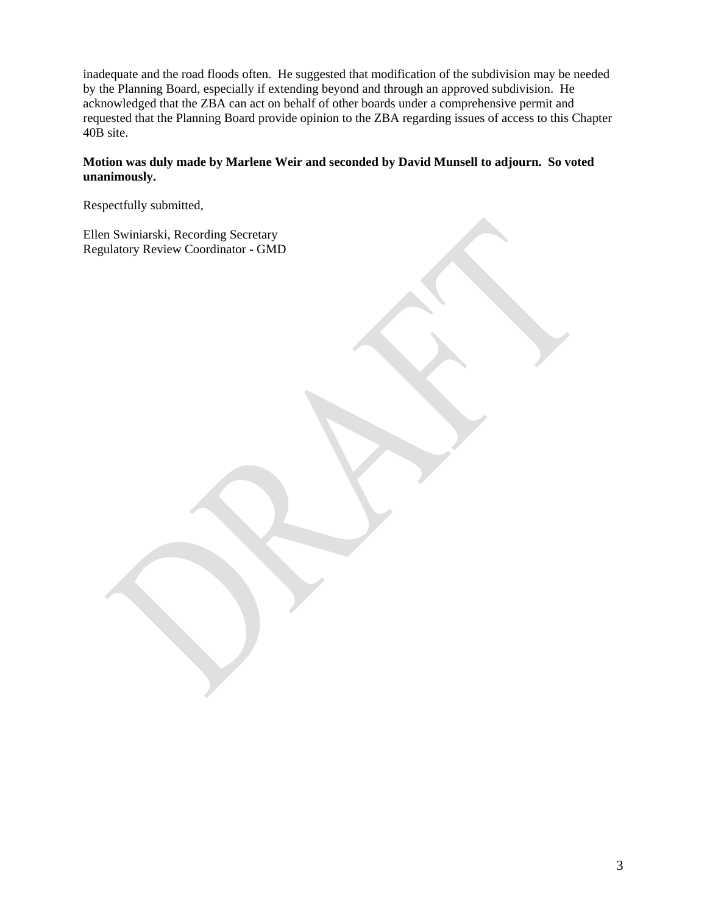inadequate and the road floods often. He suggested that modification of the subdivision may be needed by the Planning Board, especially if extending beyond and through an approved subdivision. He acknowledged that the ZBA can act on behalf of other boards under a comprehensive permit and requested that the Planning Board provide opinion to the ZBA regarding issues of access to this Chapter 40B site.

**Motion was duly made by Marlene Weir and seconded by David Munsell to adjourn. So voted unanimously.**

Respectfully submitted,

Ellen Swiniarski, Recording Secretary
Regulatory Review Coordinator - GMD